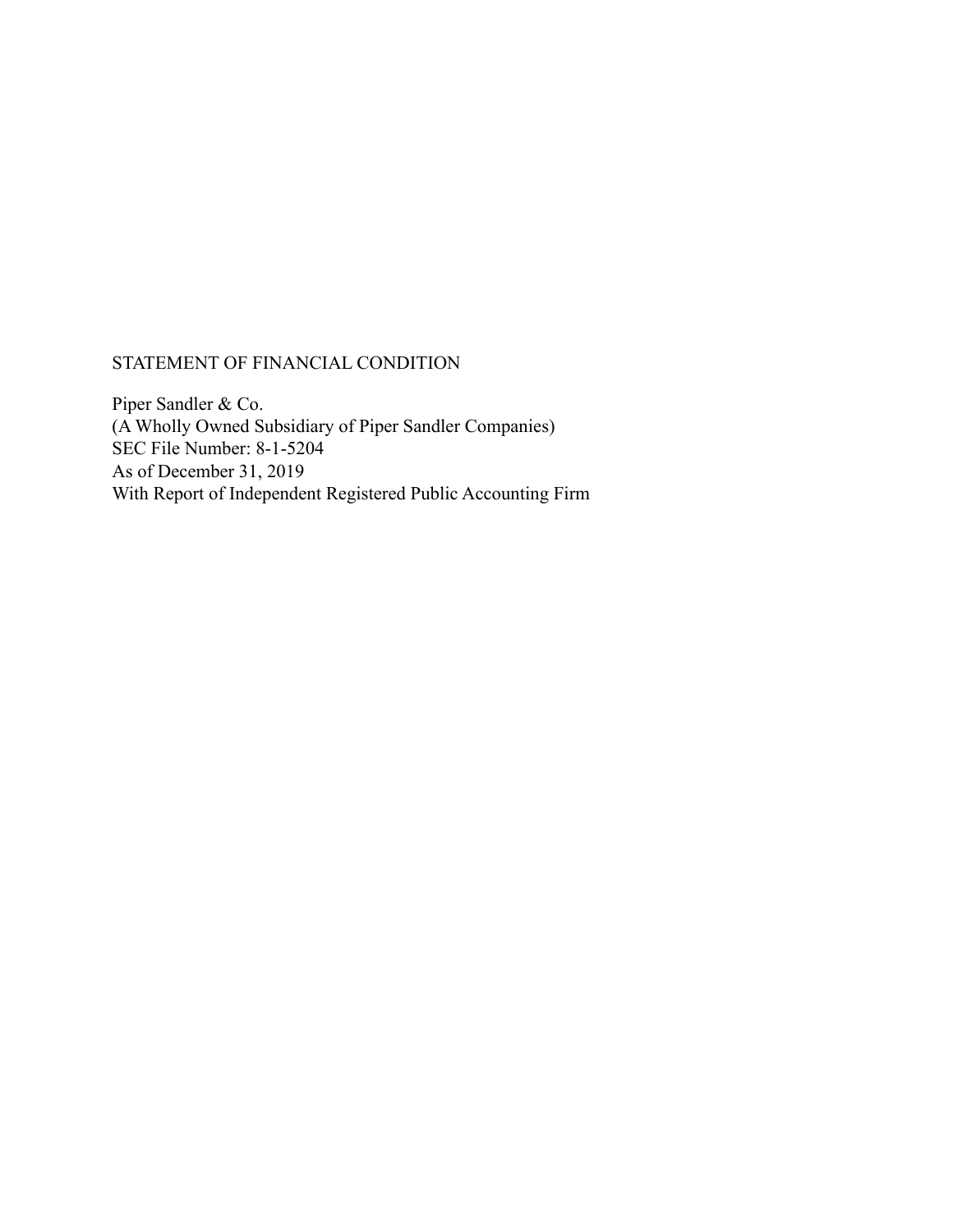# STATEMENT OF FINANCIAL CONDITION

Piper Sandler & Co.
(A Wholly Owned Subsidiary of Piper Sandler Companies)
SEC File Number: 8-1-5204
As of December 31, 2019
With Report of Independent Registered Public Accounting Firm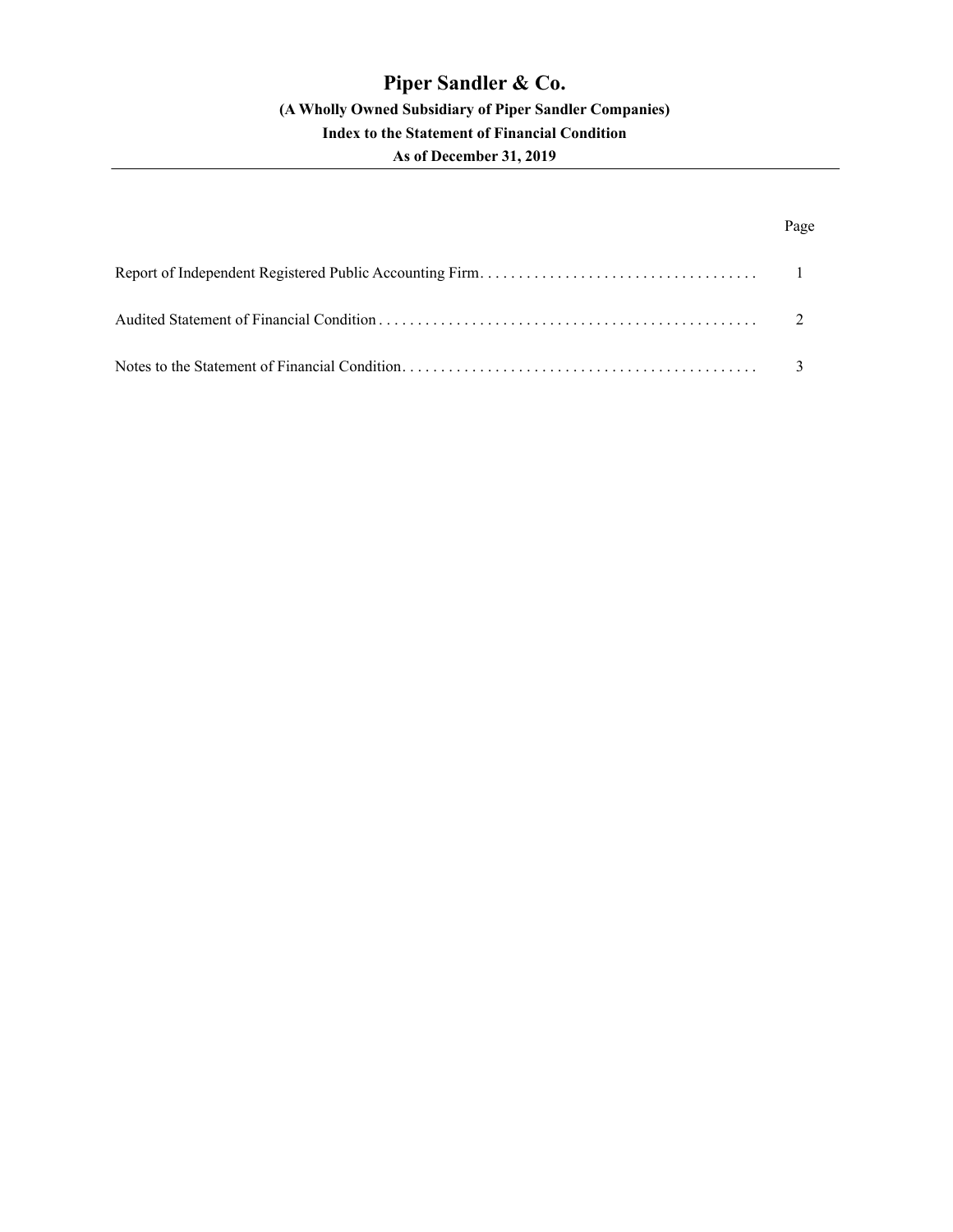# Piper Sandler & Co.

**(A Wholly Owned Subsidiary of Piper Sandler Companies)**

**Index to the Statement of Financial Condition**

**As of December 31, 2019**

| | Page |
|---|---|
| Report of Independent Registered Public Accounting Firm | 1 |
| Audited Statement of Financial Condition | 2 |
| Notes to the Statement of Financial Condition | 3 |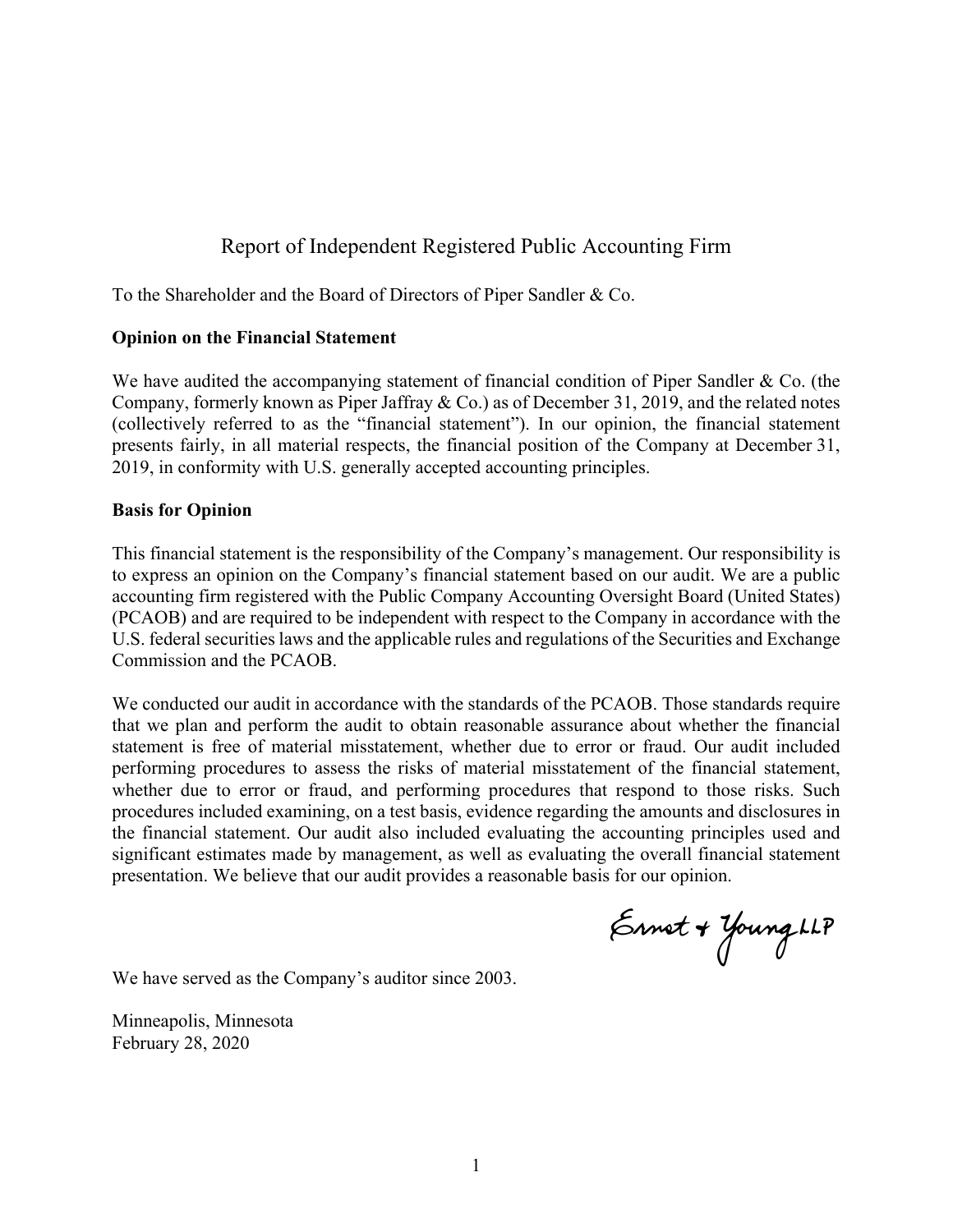# Report of Independent Registered Public Accounting Firm

To the Shareholder and the Board of Directors of Piper Sandler & Co.

**Opinion on the Financial Statement**

We have audited the accompanying statement of financial condition of Piper Sandler & Co. (the Company, formerly known as Piper Jaffray & Co.) as of December 31, 2019, and the related notes (collectively referred to as the "financial statement"). In our opinion, the financial statement presents fairly, in all material respects, the financial position of the Company at December 31, 2019, in conformity with U.S. generally accepted accounting principles.

**Basis for Opinion**

This financial statement is the responsibility of the Company's management. Our responsibility is to express an opinion on the Company's financial statement based on our audit. We are a public accounting firm registered with the Public Company Accounting Oversight Board (United States) (PCAOB) and are required to be independent with respect to the Company in accordance with the U.S. federal securities laws and the applicable rules and regulations of the Securities and Exchange Commission and the PCAOB.

We conducted our audit in accordance with the standards of the PCAOB. Those standards require that we plan and perform the audit to obtain reasonable assurance about whether the financial statement is free of material misstatement, whether due to error or fraud. Our audit included performing procedures to assess the risks of material misstatement of the financial statement, whether due to error or fraud, and performing procedures that respond to those risks. Such procedures included examining, on a test basis, evidence regarding the amounts and disclosures in the financial statement. Our audit also included evaluating the accounting principles used and significant estimates made by management, as well as evaluating the overall financial statement presentation. We believe that our audit provides a reasonable basis for our opinion.

Ernst & Young LLP

We have served as the Company's auditor since 2003.

Minneapolis, Minnesota
February 28, 2020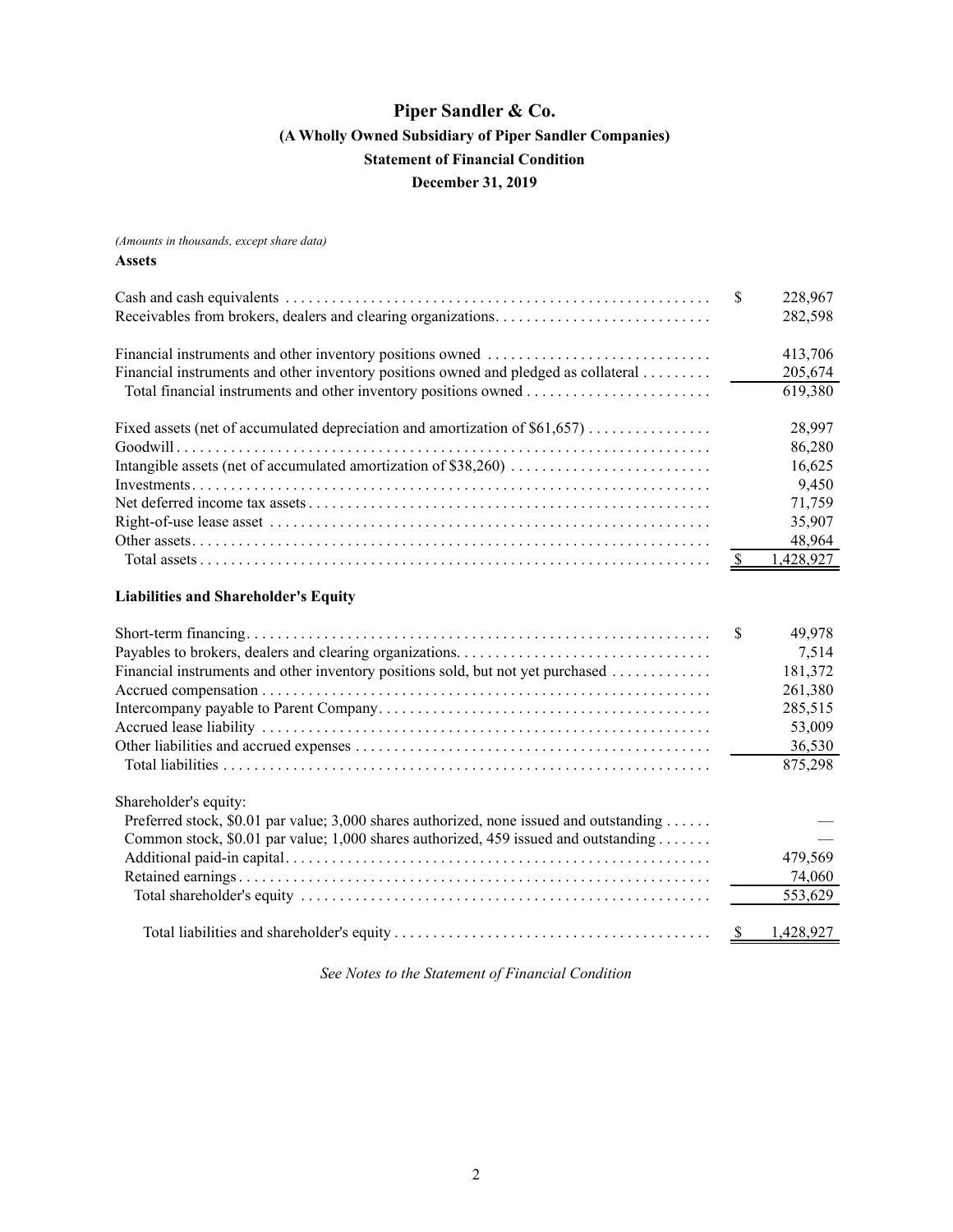# Piper Sandler & Co.

## (A Wholly Owned Subsidiary of Piper Sandler Companies)

## Statement of Financial Condition

## December 31, 2019

*(Amounts in thousands, except share data)*

**Assets**

| | |
|---|---|
| Cash and cash equivalents | $ 228,967 |
| Receivables from brokers, dealers and clearing organizations | 282,598 |
| | |
| Financial instruments and other inventory positions owned | 413,706 |
| Financial instruments and other inventory positions owned and pledged as collateral | 205,674 |
| Total financial instruments and other inventory positions owned | 619,380 |
| | |
| Fixed assets (net of accumulated depreciation and amortization of $61,657) | 28,997 |
| Goodwill | 86,280 |
| Intangible assets (net of accumulated amortization of $38,260) | 16,625 |
| Investments | 9,450 |
| Net deferred income tax assets | 71,759 |
| Right-of-use lease asset | 35,907 |
| Other assets | 48,964 |
| Total assets | $ 1,428,927 |

**Liabilities and Shareholder's Equity**

| | |
|---|---|
| Short-term financing | $ 49,978 |
| Payables to brokers, dealers and clearing organizations | 7,514 |
| Financial instruments and other inventory positions sold, but not yet purchased | 181,372 |
| Accrued compensation | 261,380 |
| Intercompany payable to Parent Company | 285,515 |
| Accrued lease liability | 53,009 |
| Other liabilities and accrued expenses | 36,530 |
| Total liabilities | 875,298 |
| | |
| Shareholder's equity: | |
| Preferred stock, $0.01 par value; 3,000 shares authorized, none issued and outstanding | — |
| Common stock, $0.01 par value; 1,000 shares authorized, 459 issued and outstanding | — |
| Additional paid-in capital | 479,569 |
| Retained earnings | 74,060 |
| Total shareholder's equity | 553,629 |
| | |
| Total liabilities and shareholder's equity | $ 1,428,927 |

*See Notes to the Statement of Financial Condition*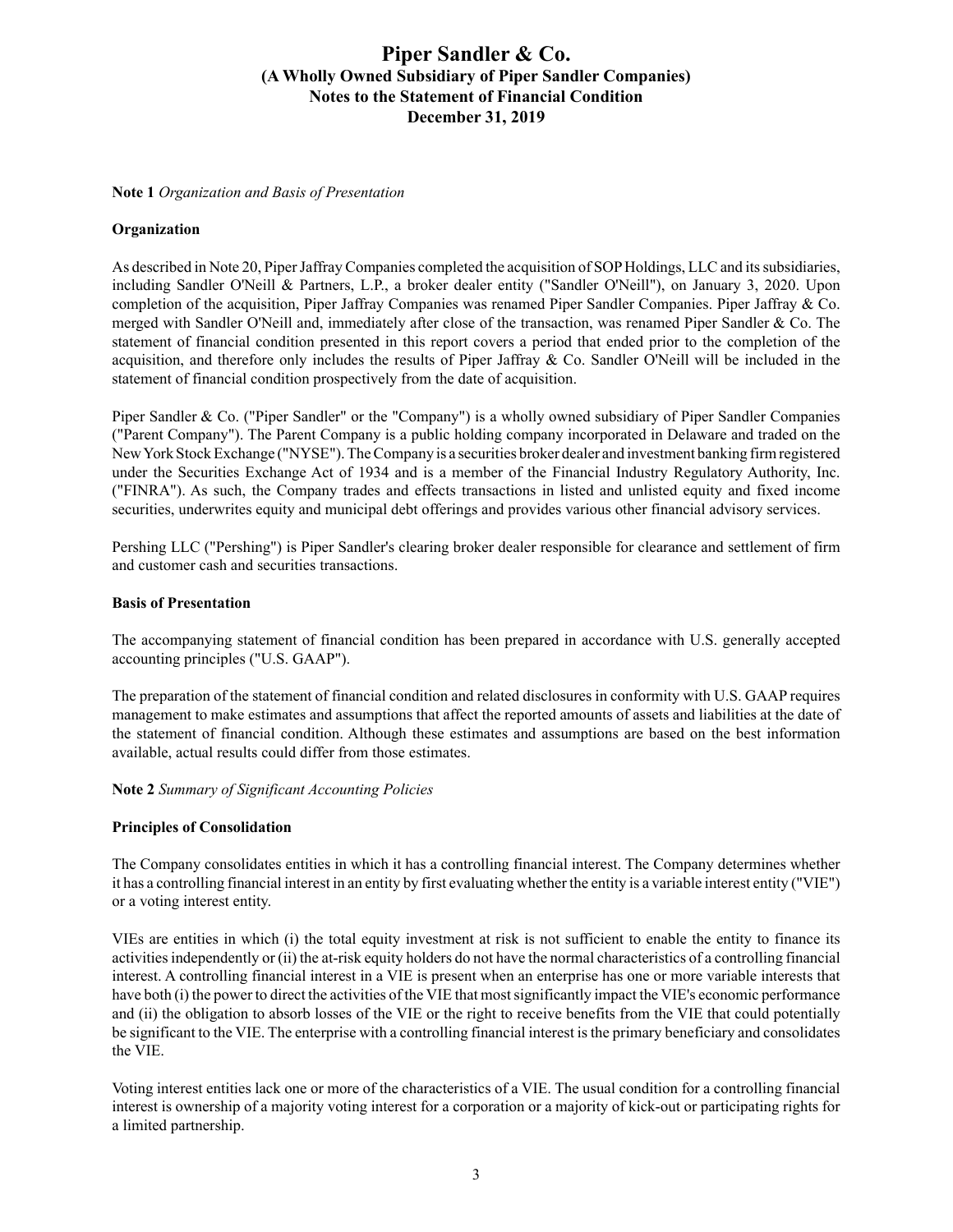# Piper Sandler & Co.
## (A Wholly Owned Subsidiary of Piper Sandler Companies)
## Notes to the Statement of Financial Condition
## December 31, 2019

**Note 1** *Organization and Basis of Presentation*

**Organization**

As described in Note 20, Piper Jaffray Companies completed the acquisition of SOP Holdings, LLC and its subsidiaries, including Sandler O'Neill & Partners, L.P., a broker dealer entity ("Sandler O'Neill"), on January 3, 2020. Upon completion of the acquisition, Piper Jaffray Companies was renamed Piper Sandler Companies. Piper Jaffray & Co. merged with Sandler O'Neill and, immediately after close of the transaction, was renamed Piper Sandler & Co. The statement of financial condition presented in this report covers a period that ended prior to the completion of the acquisition, and therefore only includes the results of Piper Jaffray & Co. Sandler O'Neill will be included in the statement of financial condition prospectively from the date of acquisition.

Piper Sandler & Co. ("Piper Sandler" or the "Company") is a wholly owned subsidiary of Piper Sandler Companies ("Parent Company"). The Parent Company is a public holding company incorporated in Delaware and traded on the New York Stock Exchange ("NYSE"). The Company is a securities broker dealer and investment banking firm registered under the Securities Exchange Act of 1934 and is a member of the Financial Industry Regulatory Authority, Inc. ("FINRA"). As such, the Company trades and effects transactions in listed and unlisted equity and fixed income securities, underwrites equity and municipal debt offerings and provides various other financial advisory services.

Pershing LLC ("Pershing") is Piper Sandler's clearing broker dealer responsible for clearance and settlement of firm and customer cash and securities transactions.

**Basis of Presentation**

The accompanying statement of financial condition has been prepared in accordance with U.S. generally accepted accounting principles ("U.S. GAAP").

The preparation of the statement of financial condition and related disclosures in conformity with U.S. GAAP requires management to make estimates and assumptions that affect the reported amounts of assets and liabilities at the date of the statement of financial condition. Although these estimates and assumptions are based on the best information available, actual results could differ from those estimates.

**Note 2** *Summary of Significant Accounting Policies*

**Principles of Consolidation**

The Company consolidates entities in which it has a controlling financial interest. The Company determines whether it has a controlling financial interest in an entity by first evaluating whether the entity is a variable interest entity ("VIE") or a voting interest entity.

VIEs are entities in which (i) the total equity investment at risk is not sufficient to enable the entity to finance its activities independently or (ii) the at-risk equity holders do not have the normal characteristics of a controlling financial interest. A controlling financial interest in a VIE is present when an enterprise has one or more variable interests that have both (i) the power to direct the activities of the VIE that most significantly impact the VIE's economic performance and (ii) the obligation to absorb losses of the VIE or the right to receive benefits from the VIE that could potentially be significant to the VIE. The enterprise with a controlling financial interest is the primary beneficiary and consolidates the VIE.

Voting interest entities lack one or more of the characteristics of a VIE. The usual condition for a controlling financial interest is ownership of a majority voting interest for a corporation or a majority of kick-out or participating rights for a limited partnership.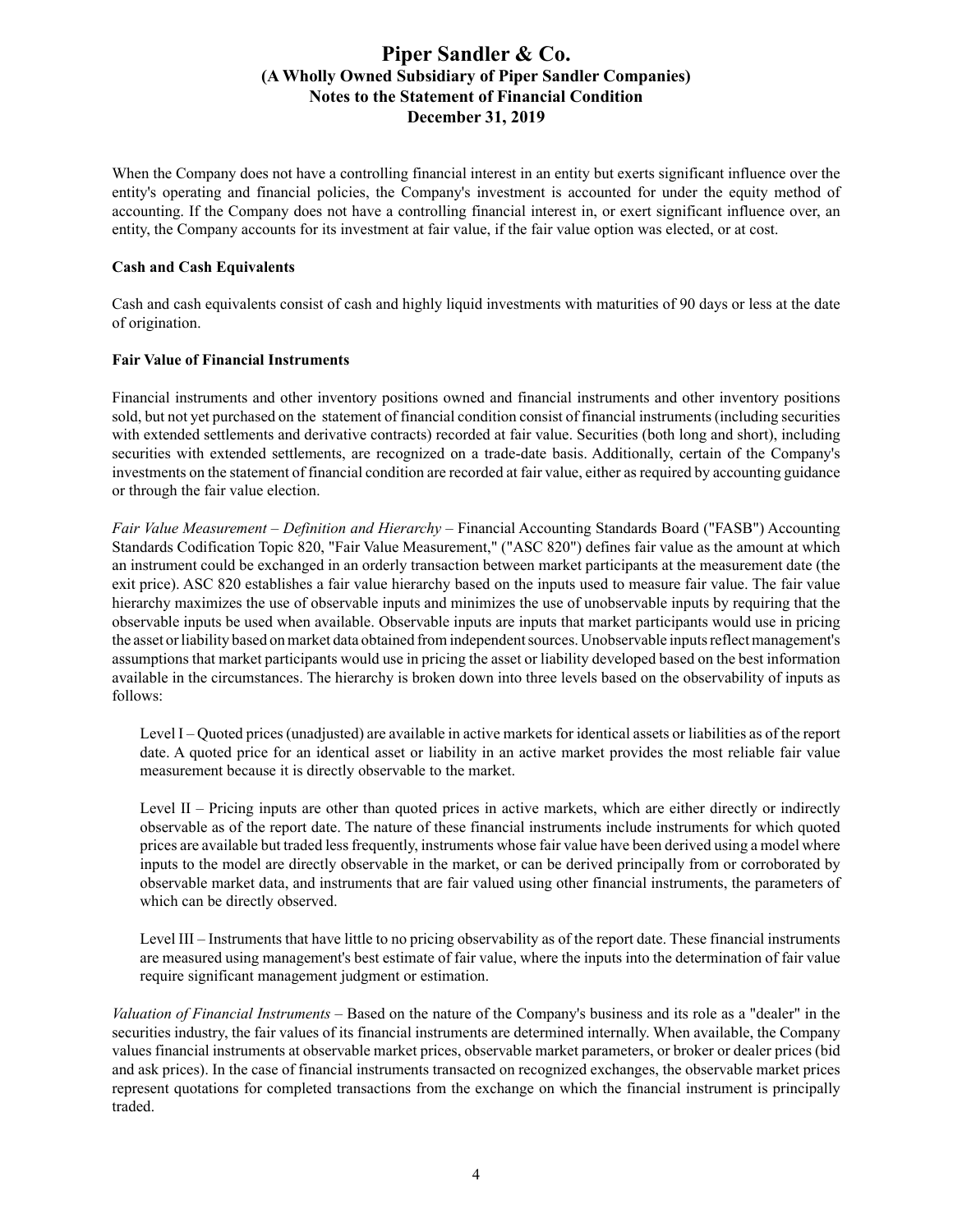When the Company does not have a controlling financial interest in an entity but exerts significant influence over the entity's operating and financial policies, the Company's investment is accounted for under the equity method of accounting. If the Company does not have a controlling financial interest in, or exert significant influence over, an entity, the Company accounts for its investment at fair value, if the fair value option was elected, or at cost.

**Cash and Cash Equivalents**

Cash and cash equivalents consist of cash and highly liquid investments with maturities of 90 days or less at the date of origination.

**Fair Value of Financial Instruments**

Financial instruments and other inventory positions owned and financial instruments and other inventory positions sold, but not yet purchased on the statement of financial condition consist of financial instruments (including securities with extended settlements and derivative contracts) recorded at fair value. Securities (both long and short), including securities with extended settlements, are recognized on a trade-date basis. Additionally, certain of the Company's investments on the statement of financial condition are recorded at fair value, either as required by accounting guidance or through the fair value election.

*Fair Value Measurement – Definition and Hierarchy* – Financial Accounting Standards Board ("FASB") Accounting Standards Codification Topic 820, "Fair Value Measurement," ("ASC 820") defines fair value as the amount at which an instrument could be exchanged in an orderly transaction between market participants at the measurement date (the exit price). ASC 820 establishes a fair value hierarchy based on the inputs used to measure fair value. The fair value hierarchy maximizes the use of observable inputs and minimizes the use of unobservable inputs by requiring that the observable inputs be used when available. Observable inputs are inputs that market participants would use in pricing the asset or liability based on market data obtained from independent sources. Unobservable inputs reflect management's assumptions that market participants would use in pricing the asset or liability developed based on the best information available in the circumstances. The hierarchy is broken down into three levels based on the observability of inputs as follows:

Level I – Quoted prices (unadjusted) are available in active markets for identical assets or liabilities as of the report date. A quoted price for an identical asset or liability in an active market provides the most reliable fair value measurement because it is directly observable to the market.

Level II – Pricing inputs are other than quoted prices in active markets, which are either directly or indirectly observable as of the report date. The nature of these financial instruments include instruments for which quoted prices are available but traded less frequently, instruments whose fair value have been derived using a model where inputs to the model are directly observable in the market, or can be derived principally from or corroborated by observable market data, and instruments that are fair valued using other financial instruments, the parameters of which can be directly observed.

Level III – Instruments that have little to no pricing observability as of the report date. These financial instruments are measured using management's best estimate of fair value, where the inputs into the determination of fair value require significant management judgment or estimation.

*Valuation of Financial Instruments* – Based on the nature of the Company's business and its role as a "dealer" in the securities industry, the fair values of its financial instruments are determined internally. When available, the Company values financial instruments at observable market prices, observable market parameters, or broker or dealer prices (bid and ask prices). In the case of financial instruments transacted on recognized exchanges, the observable market prices represent quotations for completed transactions from the exchange on which the financial instrument is principally traded.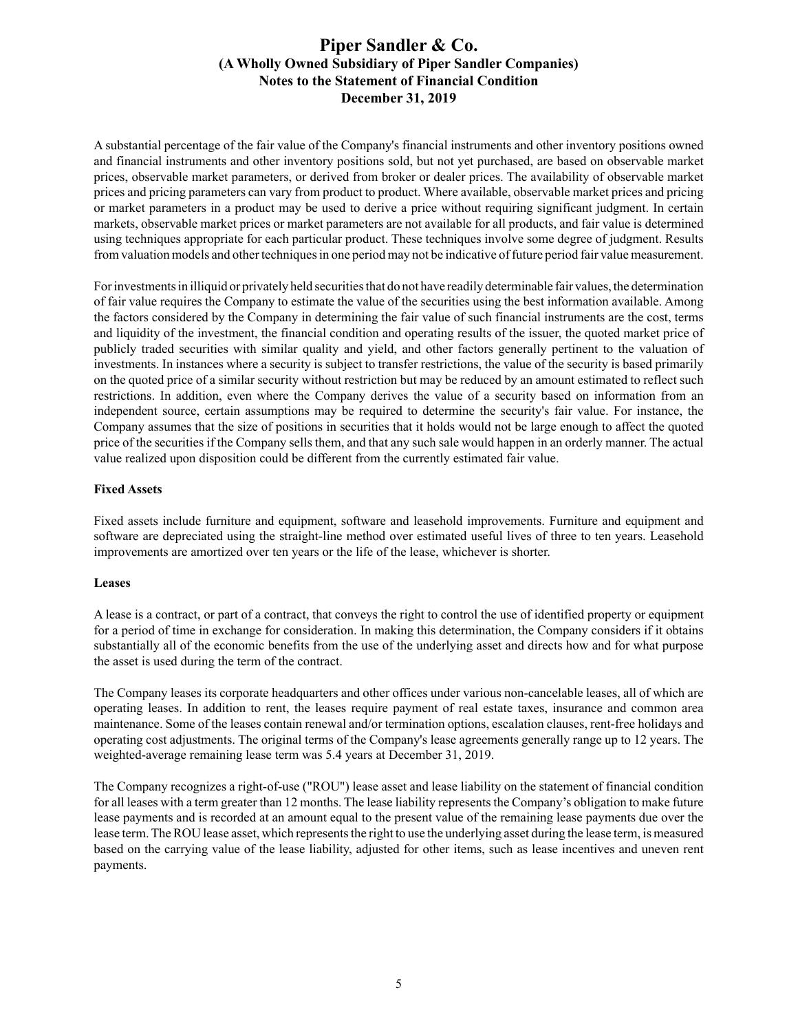A substantial percentage of the fair value of the Company's financial instruments and other inventory positions owned and financial instruments and other inventory positions sold, but not yet purchased, are based on observable market prices, observable market parameters, or derived from broker or dealer prices. The availability of observable market prices and pricing parameters can vary from product to product. Where available, observable market prices and pricing or market parameters in a product may be used to derive a price without requiring significant judgment. In certain markets, observable market prices or market parameters are not available for all products, and fair value is determined using techniques appropriate for each particular product. These techniques involve some degree of judgment. Results from valuation models and other techniques in one period may not be indicative of future period fair value measurement.

For investments in illiquid or privately held securities that do not have readily determinable fair values, the determination of fair value requires the Company to estimate the value of the securities using the best information available. Among the factors considered by the Company in determining the fair value of such financial instruments are the cost, terms and liquidity of the investment, the financial condition and operating results of the issuer, the quoted market price of publicly traded securities with similar quality and yield, and other factors generally pertinent to the valuation of investments. In instances where a security is subject to transfer restrictions, the value of the security is based primarily on the quoted price of a similar security without restriction but may be reduced by an amount estimated to reflect such restrictions. In addition, even where the Company derives the value of a security based on information from an independent source, certain assumptions may be required to determine the security's fair value. For instance, the Company assumes that the size of positions in securities that it holds would not be large enough to affect the quoted price of the securities if the Company sells them, and that any such sale would happen in an orderly manner. The actual value realized upon disposition could be different from the currently estimated fair value.

**Fixed Assets**

Fixed assets include furniture and equipment, software and leasehold improvements. Furniture and equipment and software are depreciated using the straight-line method over estimated useful lives of three to ten years. Leasehold improvements are amortized over ten years or the life of the lease, whichever is shorter.

**Leases**

A lease is a contract, or part of a contract, that conveys the right to control the use of identified property or equipment for a period of time in exchange for consideration. In making this determination, the Company considers if it obtains substantially all of the economic benefits from the use of the underlying asset and directs how and for what purpose the asset is used during the term of the contract.

The Company leases its corporate headquarters and other offices under various non-cancelable leases, all of which are operating leases. In addition to rent, the leases require payment of real estate taxes, insurance and common area maintenance. Some of the leases contain renewal and/or termination options, escalation clauses, rent-free holidays and operating cost adjustments. The original terms of the Company's lease agreements generally range up to 12 years. The weighted-average remaining lease term was 5.4 years at December 31, 2019.

The Company recognizes a right-of-use ("ROU") lease asset and lease liability on the statement of financial condition for all leases with a term greater than 12 months. The lease liability represents the Company's obligation to make future lease payments and is recorded at an amount equal to the present value of the remaining lease payments due over the lease term. The ROU lease asset, which represents the right to use the underlying asset during the lease term, is measured based on the carrying value of the lease liability, adjusted for other items, such as lease incentives and uneven rent payments.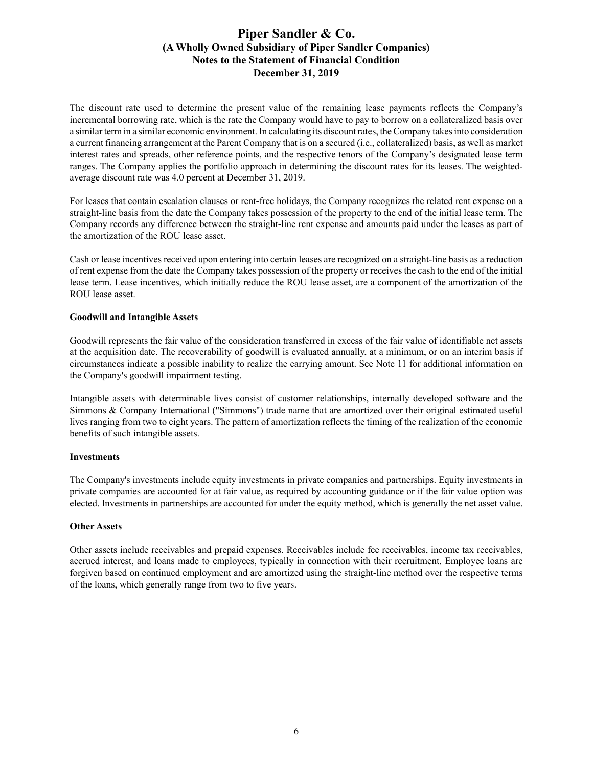The discount rate used to determine the present value of the remaining lease payments reflects the Company's incremental borrowing rate, which is the rate the Company would have to pay to borrow on a collateralized basis over a similar term in a similar economic environment. In calculating its discount rates, the Company takes into consideration a current financing arrangement at the Parent Company that is on a secured (i.e., collateralized) basis, as well as market interest rates and spreads, other reference points, and the respective tenors of the Company's designated lease term ranges. The Company applies the portfolio approach in determining the discount rates for its leases. The weighted-average discount rate was 4.0 percent at December 31, 2019.

For leases that contain escalation clauses or rent-free holidays, the Company recognizes the related rent expense on a straight-line basis from the date the Company takes possession of the property to the end of the initial lease term. The Company records any difference between the straight-line rent expense and amounts paid under the leases as part of the amortization of the ROU lease asset.

Cash or lease incentives received upon entering into certain leases are recognized on a straight-line basis as a reduction of rent expense from the date the Company takes possession of the property or receives the cash to the end of the initial lease term. Lease incentives, which initially reduce the ROU lease asset, are a component of the amortization of the ROU lease asset.

**Goodwill and Intangible Assets**

Goodwill represents the fair value of the consideration transferred in excess of the fair value of identifiable net assets at the acquisition date. The recoverability of goodwill is evaluated annually, at a minimum, or on an interim basis if circumstances indicate a possible inability to realize the carrying amount. See Note 11 for additional information on the Company's goodwill impairment testing.

Intangible assets with determinable lives consist of customer relationships, internally developed software and the Simmons & Company International ("Simmons") trade name that are amortized over their original estimated useful lives ranging from two to eight years. The pattern of amortization reflects the timing of the realization of the economic benefits of such intangible assets.

**Investments**

The Company's investments include equity investments in private companies and partnerships. Equity investments in private companies are accounted for at fair value, as required by accounting guidance or if the fair value option was elected. Investments in partnerships are accounted for under the equity method, which is generally the net asset value.

**Other Assets**

Other assets include receivables and prepaid expenses. Receivables include fee receivables, income tax receivables, accrued interest, and loans made to employees, typically in connection with their recruitment. Employee loans are forgiven based on continued employment and are amortized using the straight-line method over the respective terms of the loans, which generally range from two to five years.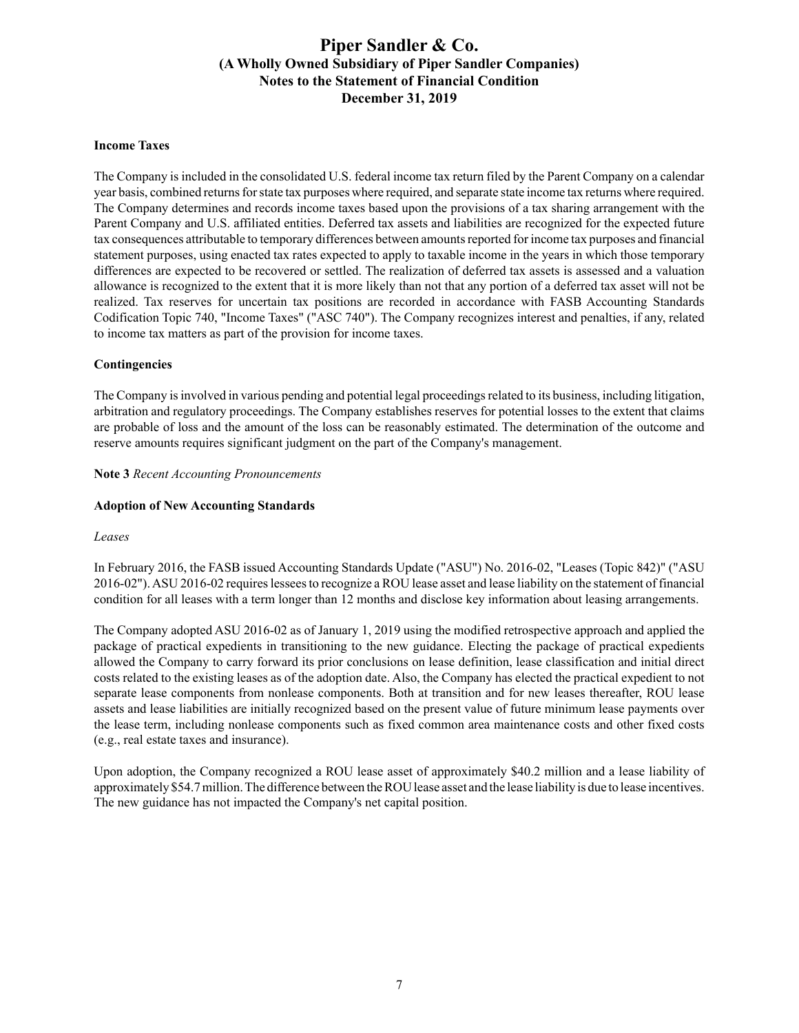**Income Taxes**

The Company is included in the consolidated U.S. federal income tax return filed by the Parent Company on a calendar year basis, combined returns for state tax purposes where required, and separate state income tax returns where required. The Company determines and records income taxes based upon the provisions of a tax sharing arrangement with the Parent Company and U.S. affiliated entities. Deferred tax assets and liabilities are recognized for the expected future tax consequences attributable to temporary differences between amounts reported for income tax purposes and financial statement purposes, using enacted tax rates expected to apply to taxable income in the years in which those temporary differences are expected to be recovered or settled. The realization of deferred tax assets is assessed and a valuation allowance is recognized to the extent that it is more likely than not that any portion of a deferred tax asset will not be realized. Tax reserves for uncertain tax positions are recorded in accordance with FASB Accounting Standards Codification Topic 740, "Income Taxes" ("ASC 740"). The Company recognizes interest and penalties, if any, related to income tax matters as part of the provision for income taxes.

**Contingencies**

The Company is involved in various pending and potential legal proceedings related to its business, including litigation, arbitration and regulatory proceedings. The Company establishes reserves for potential losses to the extent that claims are probable of loss and the amount of the loss can be reasonably estimated. The determination of the outcome and reserve amounts requires significant judgment on the part of the Company's management.

**Note 3** *Recent Accounting Pronouncements*

**Adoption of New Accounting Standards**

*Leases*

In February 2016, the FASB issued Accounting Standards Update ("ASU") No. 2016-02, "Leases (Topic 842)" ("ASU 2016-02"). ASU 2016-02 requires lessees to recognize a ROU lease asset and lease liability on the statement of financial condition for all leases with a term longer than 12 months and disclose key information about leasing arrangements.

The Company adopted ASU 2016-02 as of January 1, 2019 using the modified retrospective approach and applied the package of practical expedients in transitioning to the new guidance. Electing the package of practical expedients allowed the Company to carry forward its prior conclusions on lease definition, lease classification and initial direct costs related to the existing leases as of the adoption date. Also, the Company has elected the practical expedient to not separate lease components from nonlease components. Both at transition and for new leases thereafter, ROU lease assets and lease liabilities are initially recognized based on the present value of future minimum lease payments over the lease term, including nonlease components such as fixed common area maintenance costs and other fixed costs (e.g., real estate taxes and insurance).

Upon adoption, the Company recognized a ROU lease asset of approximately $40.2 million and a lease liability of approximately $54.7 million. The difference between the ROU lease asset and the lease liability is due to lease incentives. The new guidance has not impacted the Company's net capital position.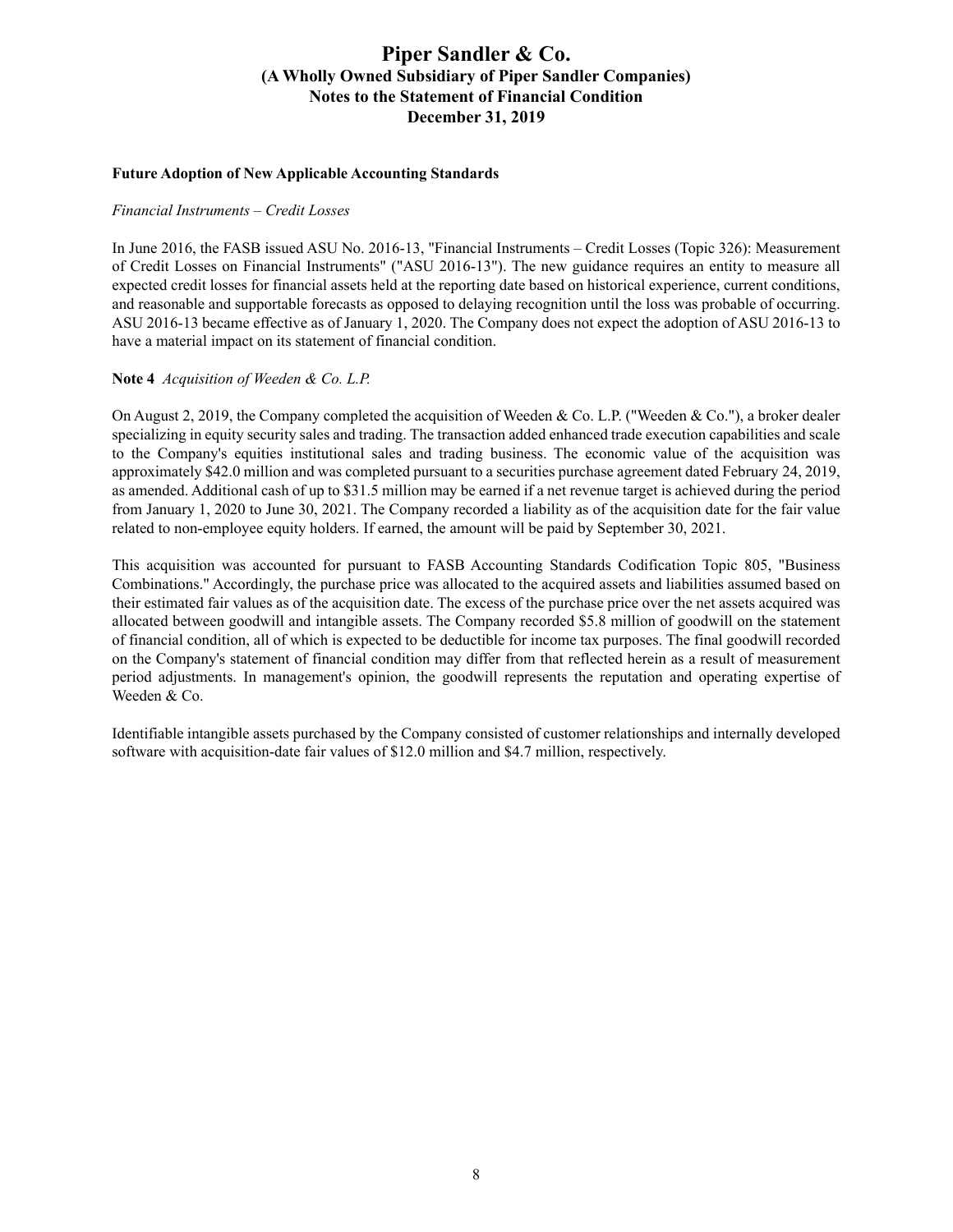### Future Adoption of New Applicable Accounting Standards

*Financial Instruments – Credit Losses*

In June 2016, the FASB issued ASU No. 2016-13, "Financial Instruments – Credit Losses (Topic 326): Measurement of Credit Losses on Financial Instruments" ("ASU 2016-13"). The new guidance requires an entity to measure all expected credit losses for financial assets held at the reporting date based on historical experience, current conditions, and reasonable and supportable forecasts as opposed to delaying recognition until the loss was probable of occurring. ASU 2016-13 became effective as of January 1, 2020. The Company does not expect the adoption of ASU 2016-13 to have a material impact on its statement of financial condition.

**Note 4** *Acquisition of Weeden & Co. L.P.*

On August 2, 2019, the Company completed the acquisition of Weeden & Co. L.P. ("Weeden & Co."), a broker dealer specializing in equity security sales and trading. The transaction added enhanced trade execution capabilities and scale to the Company's equities institutional sales and trading business. The economic value of the acquisition was approximately $42.0 million and was completed pursuant to a securities purchase agreement dated February 24, 2019, as amended. Additional cash of up to $31.5 million may be earned if a net revenue target is achieved during the period from January 1, 2020 to June 30, 2021. The Company recorded a liability as of the acquisition date for the fair value related to non-employee equity holders. If earned, the amount will be paid by September 30, 2021.

This acquisition was accounted for pursuant to FASB Accounting Standards Codification Topic 805, "Business Combinations." Accordingly, the purchase price was allocated to the acquired assets and liabilities assumed based on their estimated fair values as of the acquisition date. The excess of the purchase price over the net assets acquired was allocated between goodwill and intangible assets. The Company recorded $5.8 million of goodwill on the statement of financial condition, all of which is expected to be deductible for income tax purposes. The final goodwill recorded on the Company's statement of financial condition may differ from that reflected herein as a result of measurement period adjustments. In management's opinion, the goodwill represents the reputation and operating expertise of Weeden & Co.

Identifiable intangible assets purchased by the Company consisted of customer relationships and internally developed software with acquisition-date fair values of $12.0 million and $4.7 million, respectively.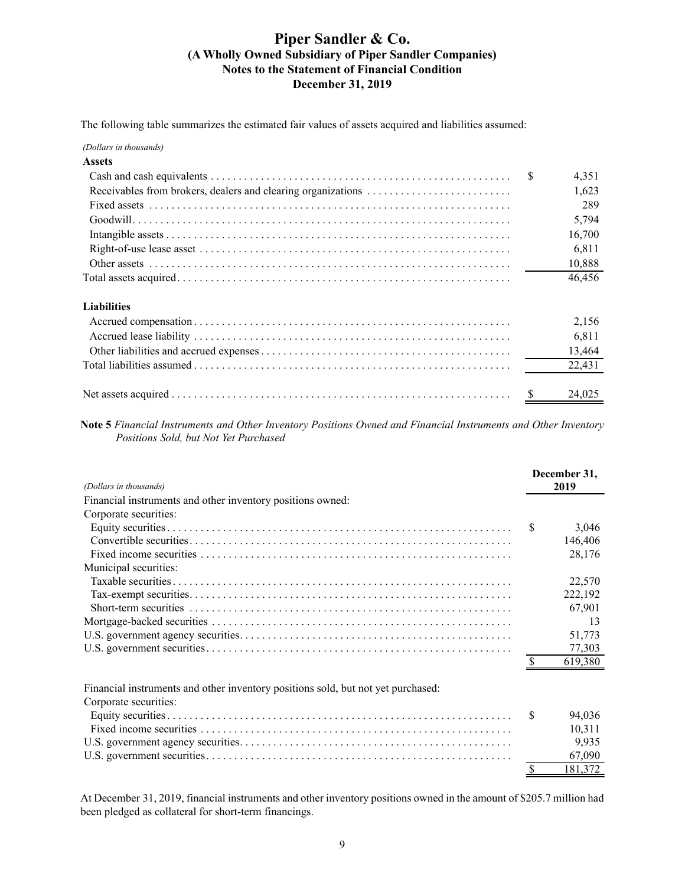The following table summarizes the estimated fair values of assets acquired and liabilities assumed:

| *(Dollars in thousands)* | |
|---|---|
| **Assets** | |
| Cash and cash equivalents | $ 4,351 |
| Receivables from brokers, dealers and clearing organizations | 1,623 |
| Fixed assets | 289 |
| Goodwill | 5,794 |
| Intangible assets | 16,700 |
| Right-of-use lease asset | 6,811 |
| Other assets | 10,888 |
| Total assets acquired | 46,456 |
| | |
| **Liabilities** | |
| Accrued compensation | 2,156 |
| Accrued lease liability | 6,811 |
| Other liabilities and accrued expenses | 13,464 |
| Total liabilities assumed | 22,431 |
| | |
| Net assets acquired | $ 24,025 |

**Note 5** *Financial Instruments and Other Inventory Positions Owned and Financial Instruments and Other Inventory Positions Sold, but Not Yet Purchased*

| *(Dollars in thousands)* | December 31, 2019 |
|---|---|
| Financial instruments and other inventory positions owned: | |
| Corporate securities: | |
| Equity securities | $ 3,046 |
| Convertible securities | 146,406 |
| Fixed income securities | 28,176 |
| Municipal securities: | |
| Taxable securities | 22,570 |
| Tax-exempt securities | 222,192 |
| Short-term securities | 67,901 |
| Mortgage-backed securities | 13 |
| U.S. government agency securities | 51,773 |
| U.S. government securities | 77,303 |
| | $ 619,380 |
| | |
| Financial instruments and other inventory positions sold, but not yet purchased: | |
| Corporate securities: | |
| Equity securities | $ 94,036 |
| Fixed income securities | 10,311 |
| U.S. government agency securities | 9,935 |
| U.S. government securities | 67,090 |
| | $ 181,372 |

At December 31, 2019, financial instruments and other inventory positions owned in the amount of $205.7 million had been pledged as collateral for short-term financings.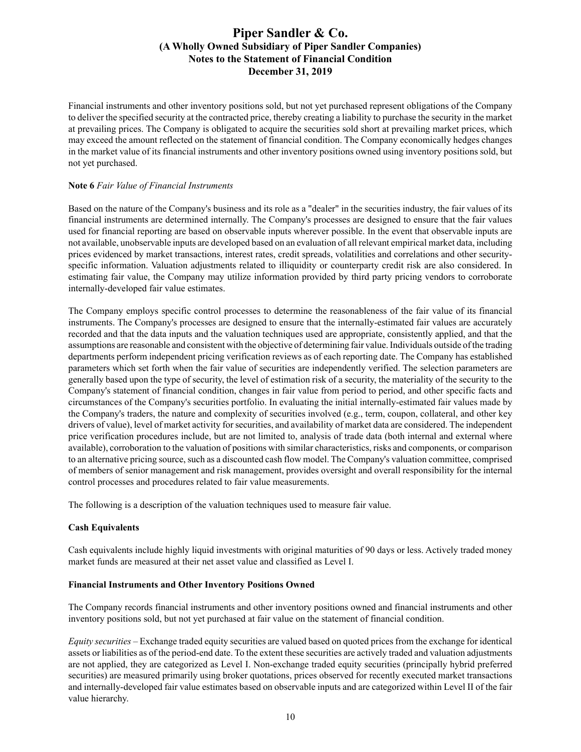Financial instruments and other inventory positions sold, but not yet purchased represent obligations of the Company to deliver the specified security at the contracted price, thereby creating a liability to purchase the security in the market at prevailing prices. The Company is obligated to acquire the securities sold short at prevailing market prices, which may exceed the amount reflected on the statement of financial condition. The Company economically hedges changes in the market value of its financial instruments and other inventory positions owned using inventory positions sold, but not yet purchased.

**Note 6** *Fair Value of Financial Instruments*

Based on the nature of the Company's business and its role as a "dealer" in the securities industry, the fair values of its financial instruments are determined internally. The Company's processes are designed to ensure that the fair values used for financial reporting are based on observable inputs wherever possible. In the event that observable inputs are not available, unobservable inputs are developed based on an evaluation of all relevant empirical market data, including prices evidenced by market transactions, interest rates, credit spreads, volatilities and correlations and other security-specific information. Valuation adjustments related to illiquidity or counterparty credit risk are also considered. In estimating fair value, the Company may utilize information provided by third party pricing vendors to corroborate internally-developed fair value estimates.

The Company employs specific control processes to determine the reasonableness of the fair value of its financial instruments. The Company's processes are designed to ensure that the internally-estimated fair values are accurately recorded and that the data inputs and the valuation techniques used are appropriate, consistently applied, and that the assumptions are reasonable and consistent with the objective of determining fair value. Individuals outside of the trading departments perform independent pricing verification reviews as of each reporting date. The Company has established parameters which set forth when the fair value of securities are independently verified. The selection parameters are generally based upon the type of security, the level of estimation risk of a security, the materiality of the security to the Company's statement of financial condition, changes in fair value from period to period, and other specific facts and circumstances of the Company's securities portfolio. In evaluating the initial internally-estimated fair values made by the Company's traders, the nature and complexity of securities involved (e.g., term, coupon, collateral, and other key drivers of value), level of market activity for securities, and availability of market data are considered. The independent price verification procedures include, but are not limited to, analysis of trade data (both internal and external where available), corroboration to the valuation of positions with similar characteristics, risks and components, or comparison to an alternative pricing source, such as a discounted cash flow model. The Company's valuation committee, comprised of members of senior management and risk management, provides oversight and overall responsibility for the internal control processes and procedures related to fair value measurements.

The following is a description of the valuation techniques used to measure fair value.

**Cash Equivalents**

Cash equivalents include highly liquid investments with original maturities of 90 days or less. Actively traded money market funds are measured at their net asset value and classified as Level I.

**Financial Instruments and Other Inventory Positions Owned**

The Company records financial instruments and other inventory positions owned and financial instruments and other inventory positions sold, but not yet purchased at fair value on the statement of financial condition.

*Equity securities* – Exchange traded equity securities are valued based on quoted prices from the exchange for identical assets or liabilities as of the period-end date. To the extent these securities are actively traded and valuation adjustments are not applied, they are categorized as Level I. Non-exchange traded equity securities (principally hybrid preferred securities) are measured primarily using broker quotations, prices observed for recently executed market transactions and internally-developed fair value estimates based on observable inputs and are categorized within Level II of the fair value hierarchy.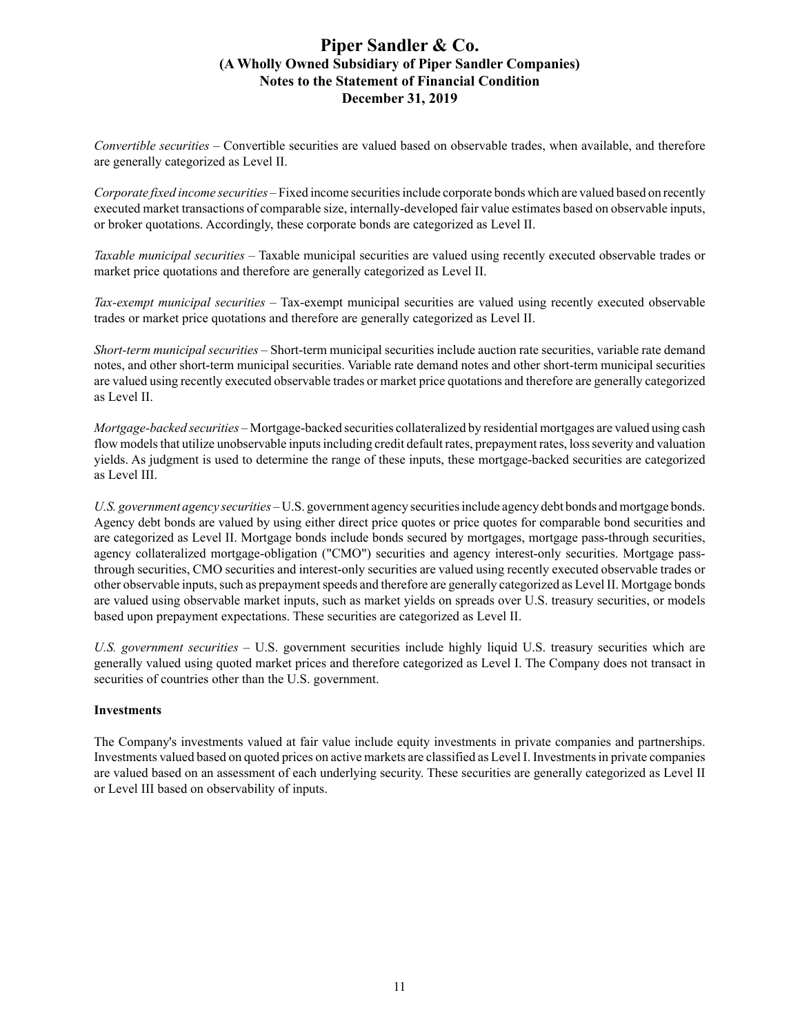*Convertible securities* – Convertible securities are valued based on observable trades, when available, and therefore are generally categorized as Level II.

*Corporate fixed income securities* – Fixed income securities include corporate bonds which are valued based on recently executed market transactions of comparable size, internally-developed fair value estimates based on observable inputs, or broker quotations. Accordingly, these corporate bonds are categorized as Level II.

*Taxable municipal securities* – Taxable municipal securities are valued using recently executed observable trades or market price quotations and therefore are generally categorized as Level II.

*Tax-exempt municipal securities* – Tax-exempt municipal securities are valued using recently executed observable trades or market price quotations and therefore are generally categorized as Level II.

*Short-term municipal securities* – Short-term municipal securities include auction rate securities, variable rate demand notes, and other short-term municipal securities. Variable rate demand notes and other short-term municipal securities are valued using recently executed observable trades or market price quotations and therefore are generally categorized as Level II.

*Mortgage-backed securities* – Mortgage-backed securities collateralized by residential mortgages are valued using cash flow models that utilize unobservable inputs including credit default rates, prepayment rates, loss severity and valuation yields. As judgment is used to determine the range of these inputs, these mortgage-backed securities are categorized as Level III.

*U.S. government agency securities* – U.S. government agency securities include agency debt bonds and mortgage bonds. Agency debt bonds are valued by using either direct price quotes or price quotes for comparable bond securities and are categorized as Level II. Mortgage bonds include bonds secured by mortgages, mortgage pass-through securities, agency collateralized mortgage-obligation ("CMO") securities and agency interest-only securities. Mortgage pass-through securities, CMO securities and interest-only securities are valued using recently executed observable trades or other observable inputs, such as prepayment speeds and therefore are generally categorized as Level II. Mortgage bonds are valued using observable market inputs, such as market yields on spreads over U.S. treasury securities, or models based upon prepayment expectations. These securities are categorized as Level II.

*U.S. government securities* – U.S. government securities include highly liquid U.S. treasury securities which are generally valued using quoted market prices and therefore categorized as Level I. The Company does not transact in securities of countries other than the U.S. government.

**Investments**

The Company's investments valued at fair value include equity investments in private companies and partnerships. Investments valued based on quoted prices on active markets are classified as Level I. Investments in private companies are valued based on an assessment of each underlying security. These securities are generally categorized as Level II or Level III based on observability of inputs.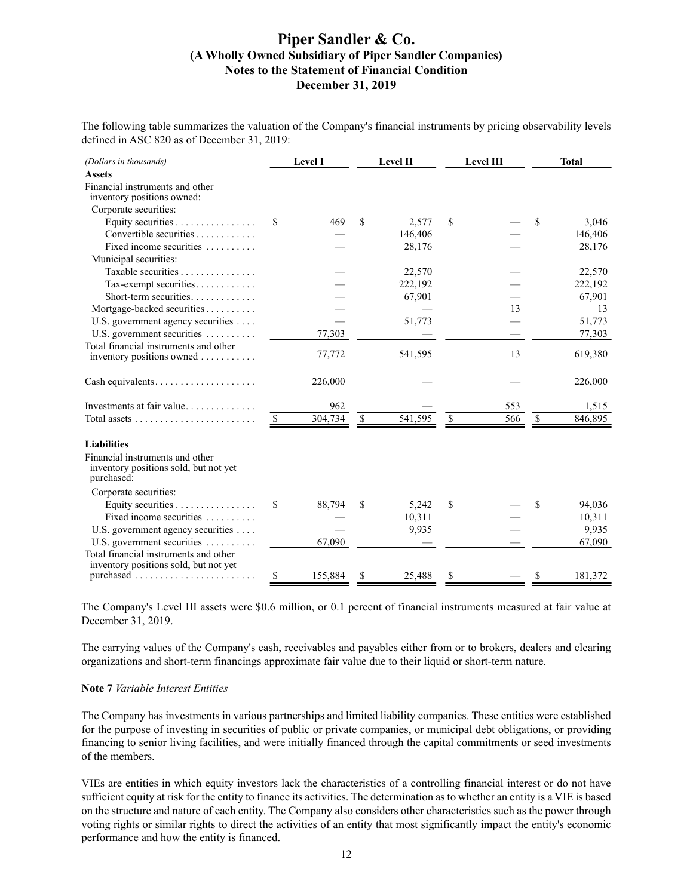# Piper Sandler & Co.
## (A Wholly Owned Subsidiary of Piper Sandler Companies)
## Notes to the Statement of Financial Condition
## December 31, 2019

The following table summarizes the valuation of the Company's financial instruments by pricing observability levels defined in ASC 820 as of December 31, 2019:

| *(Dollars in thousands)* | Level I | Level II | Level III | Total |
|---|---|---|---|---|
| **Assets** | | | | |
| Financial instruments and other inventory positions owned: | | | | |
| Corporate securities: | | | | |
| Equity securities | $ 469 | $ 2,577 | $ — | $ 3,046 |
| Convertible securities | — | 146,406 | — | 146,406 |
| Fixed income securities | — | 28,176 | — | 28,176 |
| Municipal securities: | | | | |
| Taxable securities | — | 22,570 | — | 22,570 |
| Tax-exempt securities | — | 222,192 | — | 222,192 |
| Short-term securities | — | 67,901 | — | 67,901 |
| Mortgage-backed securities | — | — | 13 | 13 |
| U.S. government agency securities | — | 51,773 | — | 51,773 |
| U.S. government securities | 77,303 | — | — | 77,303 |
| Total financial instruments and other inventory positions owned | 77,772 | 541,595 | 13 | 619,380 |
| Cash equivalents | 226,000 | — | — | 226,000 |
| Investments at fair value | 962 | — | 553 | 1,515 |
| Total assets | $ 304,734 | $ 541,595 | $ 566 | $ 846,895 |
| **Liabilities** | | | | |
| Financial instruments and other inventory positions sold, but not yet purchased: | | | | |
| Corporate securities: | | | | |
| Equity securities | $ 88,794 | $ 5,242 | $ — | $ 94,036 |
| Fixed income securities | — | 10,311 | — | 10,311 |
| U.S. government agency securities | — | 9,935 | — | 9,935 |
| U.S. government securities | 67,090 | — | — | 67,090 |
| Total financial instruments and other inventory positions sold, but not yet purchased | $ 155,884 | $ 25,488 | $ — | $ 181,372 |

The Company's Level III assets were $0.6 million, or 0.1 percent of financial instruments measured at fair value at December 31, 2019.

The carrying values of the Company's cash, receivables and payables either from or to brokers, dealers and clearing organizations and short-term financings approximate fair value due to their liquid or short-term nature.

**Note 7** *Variable Interest Entities*

The Company has investments in various partnerships and limited liability companies. These entities were established for the purpose of investing in securities of public or private companies, or municipal debt obligations, or providing financing to senior living facilities, and were initially financed through the capital commitments or seed investments of the members.

VIEs are entities in which equity investors lack the characteristics of a controlling financial interest or do not have sufficient equity at risk for the entity to finance its activities. The determination as to whether an entity is a VIE is based on the structure and nature of each entity. The Company also considers other characteristics such as the power through voting rights or similar rights to direct the activities of an entity that most significantly impact the entity's economic performance and how the entity is financed.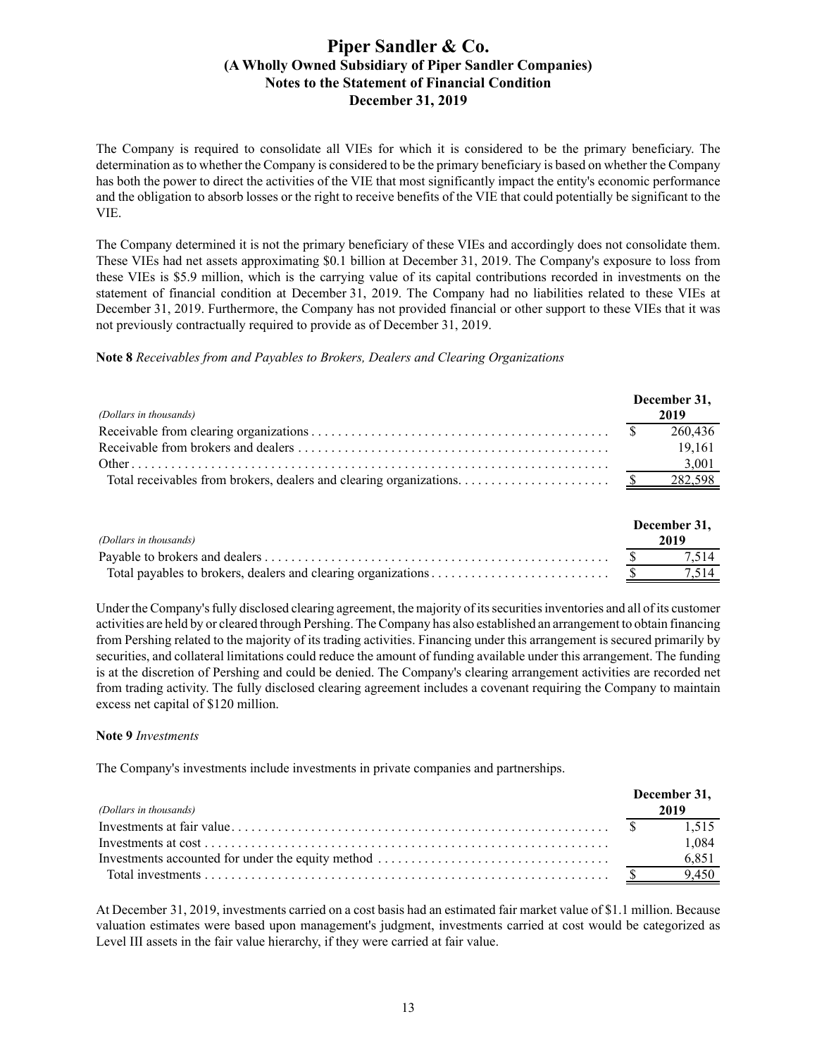The Company is required to consolidate all VIEs for which it is considered to be the primary beneficiary. The determination as to whether the Company is considered to be the primary beneficiary is based on whether the Company has both the power to direct the activities of the VIE that most significantly impact the entity's economic performance and the obligation to absorb losses or the right to receive benefits of the VIE that could potentially be significant to the VIE.

The Company determined it is not the primary beneficiary of these VIEs and accordingly does not consolidate them. These VIEs had net assets approximating $0.1 billion at December 31, 2019. The Company's exposure to loss from these VIEs is $5.9 million, which is the carrying value of its capital contributions recorded in investments on the statement of financial condition at December 31, 2019. The Company had no liabilities related to these VIEs at December 31, 2019. Furthermore, the Company has not provided financial or other support to these VIEs that it was not previously contractually required to provide as of December 31, 2019.

**Note 8** *Receivables from and Payables to Brokers, Dealers and Clearing Organizations*

| *(Dollars in thousands)* | December 31, 2019 |
|---|---|
| Receivable from clearing organizations | $ 260,436 |
| Receivable from brokers and dealers | 19,161 |
| Other | 3,001 |
| Total receivables from brokers, dealers and clearing organizations | $ 282,598 |

| *(Dollars in thousands)* | December 31, 2019 |
|---|---|
| Payable to brokers and dealers | $ 7,514 |
| Total payables to brokers, dealers and clearing organizations | $ 7,514 |

Under the Company's fully disclosed clearing agreement, the majority of its securities inventories and all of its customer activities are held by or cleared through Pershing. The Company has also established an arrangement to obtain financing from Pershing related to the majority of its trading activities. Financing under this arrangement is secured primarily by securities, and collateral limitations could reduce the amount of funding available under this arrangement. The funding is at the discretion of Pershing and could be denied. The Company's clearing arrangement activities are recorded net from trading activity. The fully disclosed clearing agreement includes a covenant requiring the Company to maintain excess net capital of $120 million.

**Note 9** *Investments*

The Company's investments include investments in private companies and partnerships.

| *(Dollars in thousands)* | December 31, 2019 |
|---|---|
| Investments at fair value | $ 1,515 |
| Investments at cost | 1,084 |
| Investments accounted for under the equity method | 6,851 |
| Total investments | $ 9,450 |

At December 31, 2019, investments carried on a cost basis had an estimated fair market value of $1.1 million. Because valuation estimates were based upon management's judgment, investments carried at cost would be categorized as Level III assets in the fair value hierarchy, if they were carried at fair value.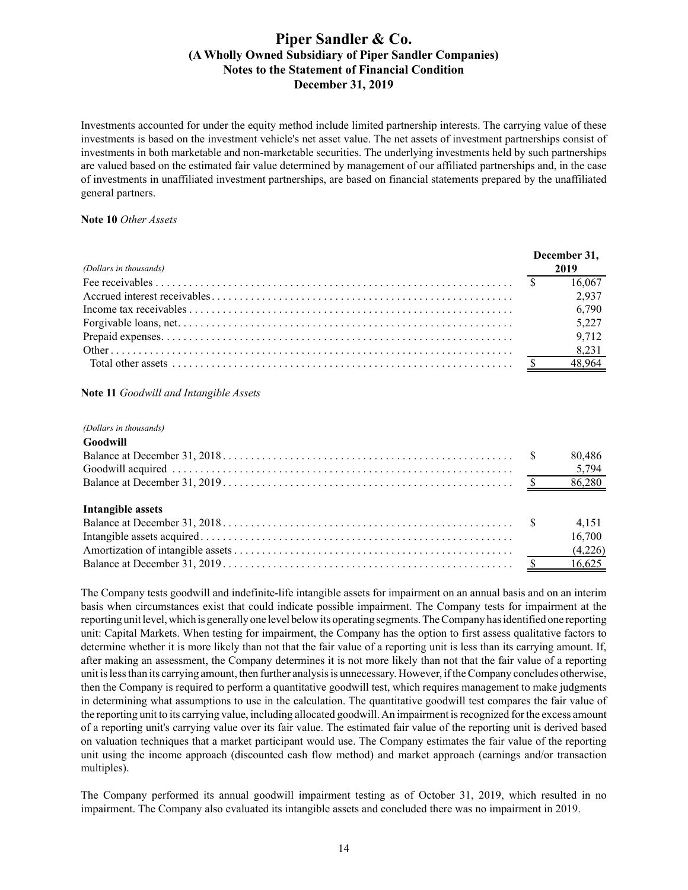Investments accounted for under the equity method include limited partnership interests. The carrying value of these investments is based on the investment vehicle's net asset value. The net assets of investment partnerships consist of investments in both marketable and non-marketable securities. The underlying investments held by such partnerships are valued based on the estimated fair value determined by management of our affiliated partnerships and, in the case of investments in unaffiliated investment partnerships, are based on financial statements prepared by the unaffiliated general partners.

**Note 10** *Other Assets*

| *(Dollars in thousands)* | December 31, 2019 |
|---|---|
| Fee receivables | $ 16,067 |
| Accrued interest receivables | 2,937 |
| Income tax receivables | 6,790 |
| Forgivable loans, net | 5,227 |
| Prepaid expenses | 9,712 |
| Other | 8,231 |
| Total other assets | $ 48,964 |

**Note 11** *Goodwill and Intangible Assets*

| *(Dollars in thousands)* | |
|---|---|
| **Goodwill** | |
| Balance at December 31, 2018 | $ 80,486 |
| Goodwill acquired | 5,794 |
| Balance at December 31, 2019 | $ 86,280 |
| | |
| **Intangible assets** | |
| Balance at December 31, 2018 | $ 4,151 |
| Intangible assets acquired | 16,700 |
| Amortization of intangible assets | (4,226) |
| Balance at December 31, 2019 | $ 16,625 |

The Company tests goodwill and indefinite-life intangible assets for impairment on an annual basis and on an interim basis when circumstances exist that could indicate possible impairment. The Company tests for impairment at the reporting unit level, which is generally one level below its operating segments. The Company has identified one reporting unit: Capital Markets. When testing for impairment, the Company has the option to first assess qualitative factors to determine whether it is more likely than not that the fair value of a reporting unit is less than its carrying amount. If, after making an assessment, the Company determines it is not more likely than not that the fair value of a reporting unit is less than its carrying amount, then further analysis is unnecessary. However, if the Company concludes otherwise, then the Company is required to perform a quantitative goodwill test, which requires management to make judgments in determining what assumptions to use in the calculation. The quantitative goodwill test compares the fair value of the reporting unit to its carrying value, including allocated goodwill. An impairment is recognized for the excess amount of a reporting unit's carrying value over its fair value. The estimated fair value of the reporting unit is derived based on valuation techniques that a market participant would use. The Company estimates the fair value of the reporting unit using the income approach (discounted cash flow method) and market approach (earnings and/or transaction multiples).

The Company performed its annual goodwill impairment testing as of October 31, 2019, which resulted in no impairment. The Company also evaluated its intangible assets and concluded there was no impairment in 2019.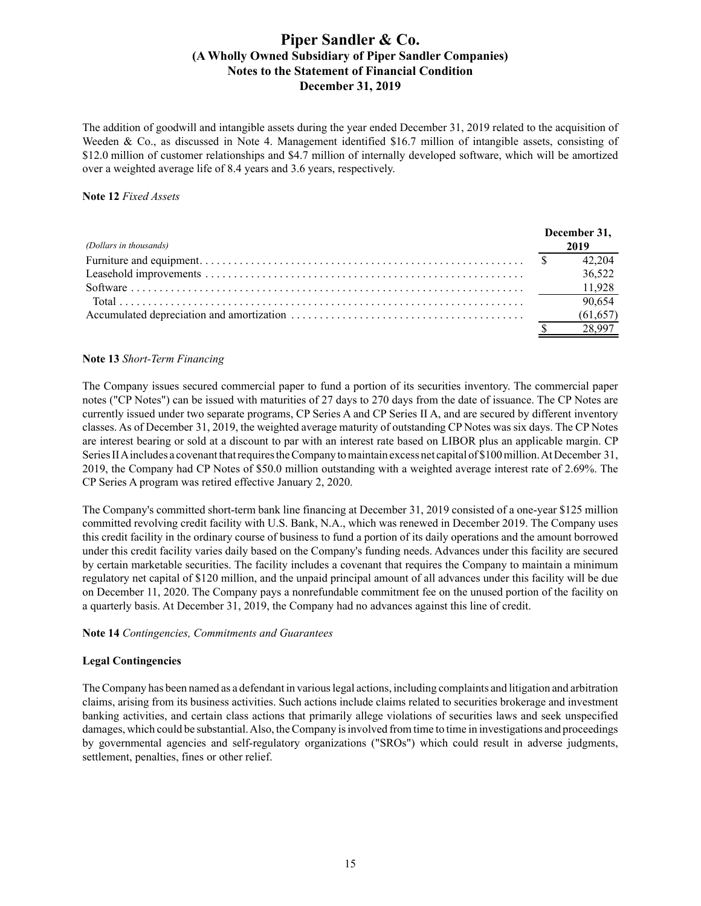The addition of goodwill and intangible assets during the year ended December 31, 2019 related to the acquisition of Weeden & Co., as discussed in Note 4. Management identified $16.7 million of intangible assets, consisting of $12.0 million of customer relationships and $4.7 million of internally developed software, which will be amortized over a weighted average life of 8.4 years and 3.6 years, respectively.

**Note 12** *Fixed Assets*

| *(Dollars in thousands)* | December 31, 2019 |
|---|---|
| Furniture and equipment | $ 42,204 |
| Leasehold improvements | 36,522 |
| Software | 11,928 |
| Total | 90,654 |
| Accumulated depreciation and amortization | (61,657) |
| | $ 28,997 |

**Note 13** *Short-Term Financing*

The Company issues secured commercial paper to fund a portion of its securities inventory. The commercial paper notes ("CP Notes") can be issued with maturities of 27 days to 270 days from the date of issuance. The CP Notes are currently issued under two separate programs, CP Series A and CP Series II A, and are secured by different inventory classes. As of December 31, 2019, the weighted average maturity of outstanding CP Notes was six days. The CP Notes are interest bearing or sold at a discount to par with an interest rate based on LIBOR plus an applicable margin. CP Series II A includes a covenant that requires the Company to maintain excess net capital of $100 million. At December 31, 2019, the Company had CP Notes of $50.0 million outstanding with a weighted average interest rate of 2.69%. The CP Series A program was retired effective January 2, 2020.

The Company's committed short-term bank line financing at December 31, 2019 consisted of a one-year $125 million committed revolving credit facility with U.S. Bank, N.A., which was renewed in December 2019. The Company uses this credit facility in the ordinary course of business to fund a portion of its daily operations and the amount borrowed under this credit facility varies daily based on the Company's funding needs. Advances under this facility are secured by certain marketable securities. The facility includes a covenant that requires the Company to maintain a minimum regulatory net capital of $120 million, and the unpaid principal amount of all advances under this facility will be due on December 11, 2020. The Company pays a nonrefundable commitment fee on the unused portion of the facility on a quarterly basis. At December 31, 2019, the Company had no advances against this line of credit.

**Note 14** *Contingencies, Commitments and Guarantees*

**Legal Contingencies**

The Company has been named as a defendant in various legal actions, including complaints and litigation and arbitration claims, arising from its business activities. Such actions include claims related to securities brokerage and investment banking activities, and certain class actions that primarily allege violations of securities laws and seek unspecified damages, which could be substantial. Also, the Company is involved from time to time in investigations and proceedings by governmental agencies and self-regulatory organizations ("SROs") which could result in adverse judgments, settlement, penalties, fines or other relief.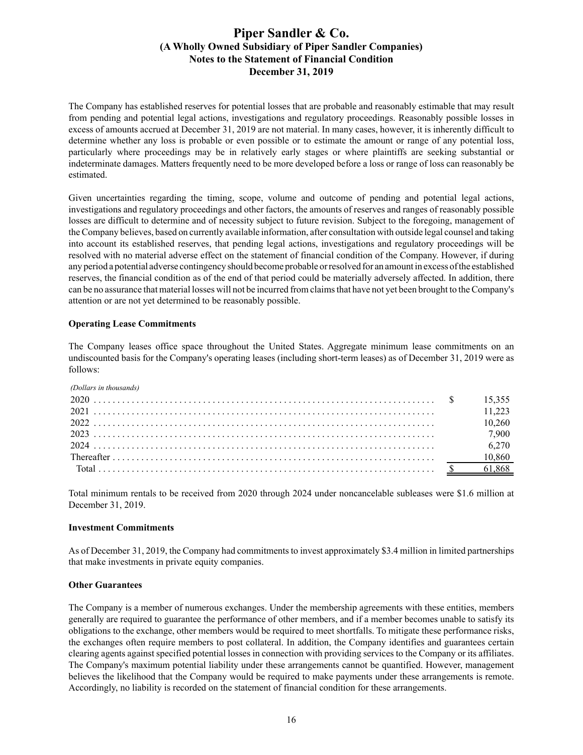The Company has established reserves for potential losses that are probable and reasonably estimable that may result from pending and potential legal actions, investigations and regulatory proceedings. Reasonably possible losses in excess of amounts accrued at December 31, 2019 are not material. In many cases, however, it is inherently difficult to determine whether any loss is probable or even possible or to estimate the amount or range of any potential loss, particularly where proceedings may be in relatively early stages or where plaintiffs are seeking substantial or indeterminate damages. Matters frequently need to be more developed before a loss or range of loss can reasonably be estimated.

Given uncertainties regarding the timing, scope, volume and outcome of pending and potential legal actions, investigations and regulatory proceedings and other factors, the amounts of reserves and ranges of reasonably possible losses are difficult to determine and of necessity subject to future revision. Subject to the foregoing, management of the Company believes, based on currently available information, after consultation with outside legal counsel and taking into account its established reserves, that pending legal actions, investigations and regulatory proceedings will be resolved with no material adverse effect on the statement of financial condition of the Company. However, if during any period a potential adverse contingency should become probable or resolved for an amount in excess of the established reserves, the financial condition as of the end of that period could be materially adversely affected. In addition, there can be no assurance that material losses will not be incurred from claims that have not yet been brought to the Company's attention or are not yet determined to be reasonably possible.

**Operating Lease Commitments**

The Company leases office space throughout the United States. Aggregate minimum lease commitments on an undiscounted basis for the Company's operating leases (including short-term leases) as of December 31, 2019 were as follows:

| *(Dollars in thousands)* | |
|---|---|
| 2020 | $ 15,355 |
| 2021 | 11,223 |
| 2022 | 10,260 |
| 2023 | 7,900 |
| 2024 | 6,270 |
| Thereafter | 10,860 |
| Total | $ 61,868 |

Total minimum rentals to be received from 2020 through 2024 under noncancelable subleases were $1.6 million at December 31, 2019.

**Investment Commitments**

As of December 31, 2019, the Company had commitments to invest approximately $3.4 million in limited partnerships that make investments in private equity companies.

**Other Guarantees**

The Company is a member of numerous exchanges. Under the membership agreements with these entities, members generally are required to guarantee the performance of other members, and if a member becomes unable to satisfy its obligations to the exchange, other members would be required to meet shortfalls. To mitigate these performance risks, the exchanges often require members to post collateral. In addition, the Company identifies and guarantees certain clearing agents against specified potential losses in connection with providing services to the Company or its affiliates. The Company's maximum potential liability under these arrangements cannot be quantified. However, management believes the likelihood that the Company would be required to make payments under these arrangements is remote. Accordingly, no liability is recorded on the statement of financial condition for these arrangements.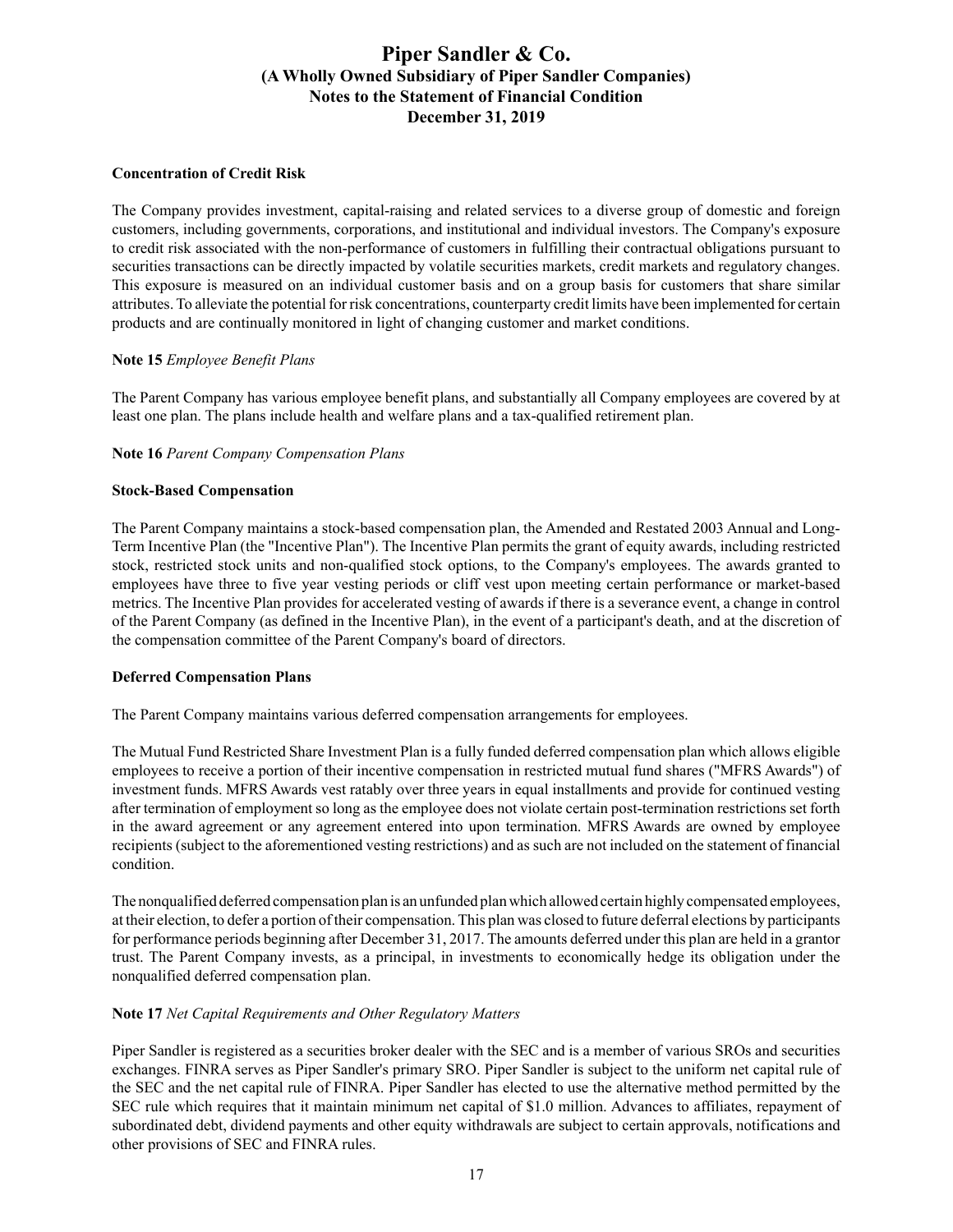**Concentration of Credit Risk**

The Company provides investment, capital-raising and related services to a diverse group of domestic and foreign customers, including governments, corporations, and institutional and individual investors. The Company's exposure to credit risk associated with the non-performance of customers in fulfilling their contractual obligations pursuant to securities transactions can be directly impacted by volatile securities markets, credit markets and regulatory changes. This exposure is measured on an individual customer basis and on a group basis for customers that share similar attributes. To alleviate the potential for risk concentrations, counterparty credit limits have been implemented for certain products and are continually monitored in light of changing customer and market conditions.

**Note 15** *Employee Benefit Plans*

The Parent Company has various employee benefit plans, and substantially all Company employees are covered by at least one plan. The plans include health and welfare plans and a tax-qualified retirement plan.

**Note 16** *Parent Company Compensation Plans*

**Stock-Based Compensation**

The Parent Company maintains a stock-based compensation plan, the Amended and Restated 2003 Annual and Long-Term Incentive Plan (the "Incentive Plan"). The Incentive Plan permits the grant of equity awards, including restricted stock, restricted stock units and non-qualified stock options, to the Company's employees. The awards granted to employees have three to five year vesting periods or cliff vest upon meeting certain performance or market-based metrics. The Incentive Plan provides for accelerated vesting of awards if there is a severance event, a change in control of the Parent Company (as defined in the Incentive Plan), in the event of a participant's death, and at the discretion of the compensation committee of the Parent Company's board of directors.

**Deferred Compensation Plans**

The Parent Company maintains various deferred compensation arrangements for employees.

The Mutual Fund Restricted Share Investment Plan is a fully funded deferred compensation plan which allows eligible employees to receive a portion of their incentive compensation in restricted mutual fund shares ("MFRS Awards") of investment funds. MFRS Awards vest ratably over three years in equal installments and provide for continued vesting after termination of employment so long as the employee does not violate certain post-termination restrictions set forth in the award agreement or any agreement entered into upon termination. MFRS Awards are owned by employee recipients (subject to the aforementioned vesting restrictions) and as such are not included on the statement of financial condition.

The nonqualified deferred compensation plan is an unfunded plan which allowed certain highly compensated employees, at their election, to defer a portion of their compensation. This plan was closed to future deferral elections by participants for performance periods beginning after December 31, 2017. The amounts deferred under this plan are held in a grantor trust. The Parent Company invests, as a principal, in investments to economically hedge its obligation under the nonqualified deferred compensation plan.

**Note 17** *Net Capital Requirements and Other Regulatory Matters*

Piper Sandler is registered as a securities broker dealer with the SEC and is a member of various SROs and securities exchanges. FINRA serves as Piper Sandler's primary SRO. Piper Sandler is subject to the uniform net capital rule of the SEC and the net capital rule of FINRA. Piper Sandler has elected to use the alternative method permitted by the SEC rule which requires that it maintain minimum net capital of $1.0 million. Advances to affiliates, repayment of subordinated debt, dividend payments and other equity withdrawals are subject to certain approvals, notifications and other provisions of SEC and FINRA rules.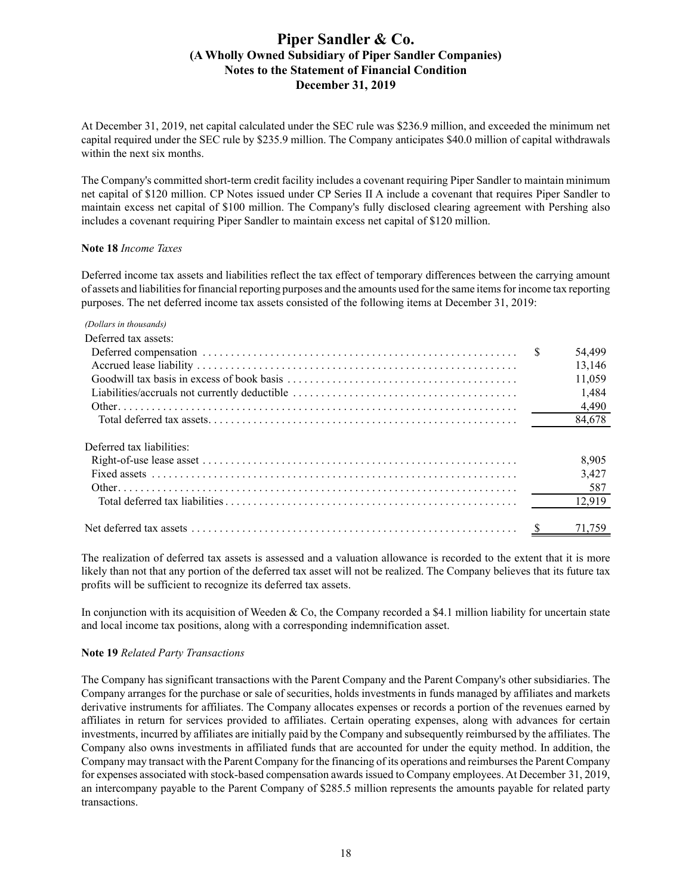At December 31, 2019, net capital calculated under the SEC rule was $236.9 million, and exceeded the minimum net capital required under the SEC rule by $235.9 million. The Company anticipates $40.0 million of capital withdrawals within the next six months.

The Company's committed short-term credit facility includes a covenant requiring Piper Sandler to maintain minimum net capital of $120 million. CP Notes issued under CP Series II A include a covenant that requires Piper Sandler to maintain excess net capital of $100 million. The Company's fully disclosed clearing agreement with Pershing also includes a covenant requiring Piper Sandler to maintain excess net capital of $120 million.

**Note 18** *Income Taxes*

Deferred income tax assets and liabilities reflect the tax effect of temporary differences between the carrying amount of assets and liabilities for financial reporting purposes and the amounts used for the same items for income tax reporting purposes. The net deferred income tax assets consisted of the following items at December 31, 2019:

| *(Dollars in thousands)* | |
|---|---|
| Deferred tax assets: | |
| Deferred compensation | $ 54,499 |
| Accrued lease liability | 13,146 |
| Goodwill tax basis in excess of book basis | 11,059 |
| Liabilities/accruals not currently deductible | 1,484 |
| Other | 4,490 |
| Total deferred tax assets | 84,678 |
| Deferred tax liabilities: | |
| Right-of-use lease asset | 8,905 |
| Fixed assets | 3,427 |
| Other | 587 |
| Total deferred tax liabilities | 12,919 |
| Net deferred tax assets | $ 71,759 |

The realization of deferred tax assets is assessed and a valuation allowance is recorded to the extent that it is more likely than not that any portion of the deferred tax asset will not be realized. The Company believes that its future tax profits will be sufficient to recognize its deferred tax assets.

In conjunction with its acquisition of Weeden & Co, the Company recorded a $4.1 million liability for uncertain state and local income tax positions, along with a corresponding indemnification asset.

**Note 19** *Related Party Transactions*

The Company has significant transactions with the Parent Company and the Parent Company's other subsidiaries. The Company arranges for the purchase or sale of securities, holds investments in funds managed by affiliates and markets derivative instruments for affiliates. The Company allocates expenses or records a portion of the revenues earned by affiliates in return for services provided to affiliates. Certain operating expenses, along with advances for certain investments, incurred by affiliates are initially paid by the Company and subsequently reimbursed by the affiliates. The Company also owns investments in affiliated funds that are accounted for under the equity method. In addition, the Company may transact with the Parent Company for the financing of its operations and reimburses the Parent Company for expenses associated with stock-based compensation awards issued to Company employees. At December 31, 2019, an intercompany payable to the Parent Company of $285.5 million represents the amounts payable for related party transactions.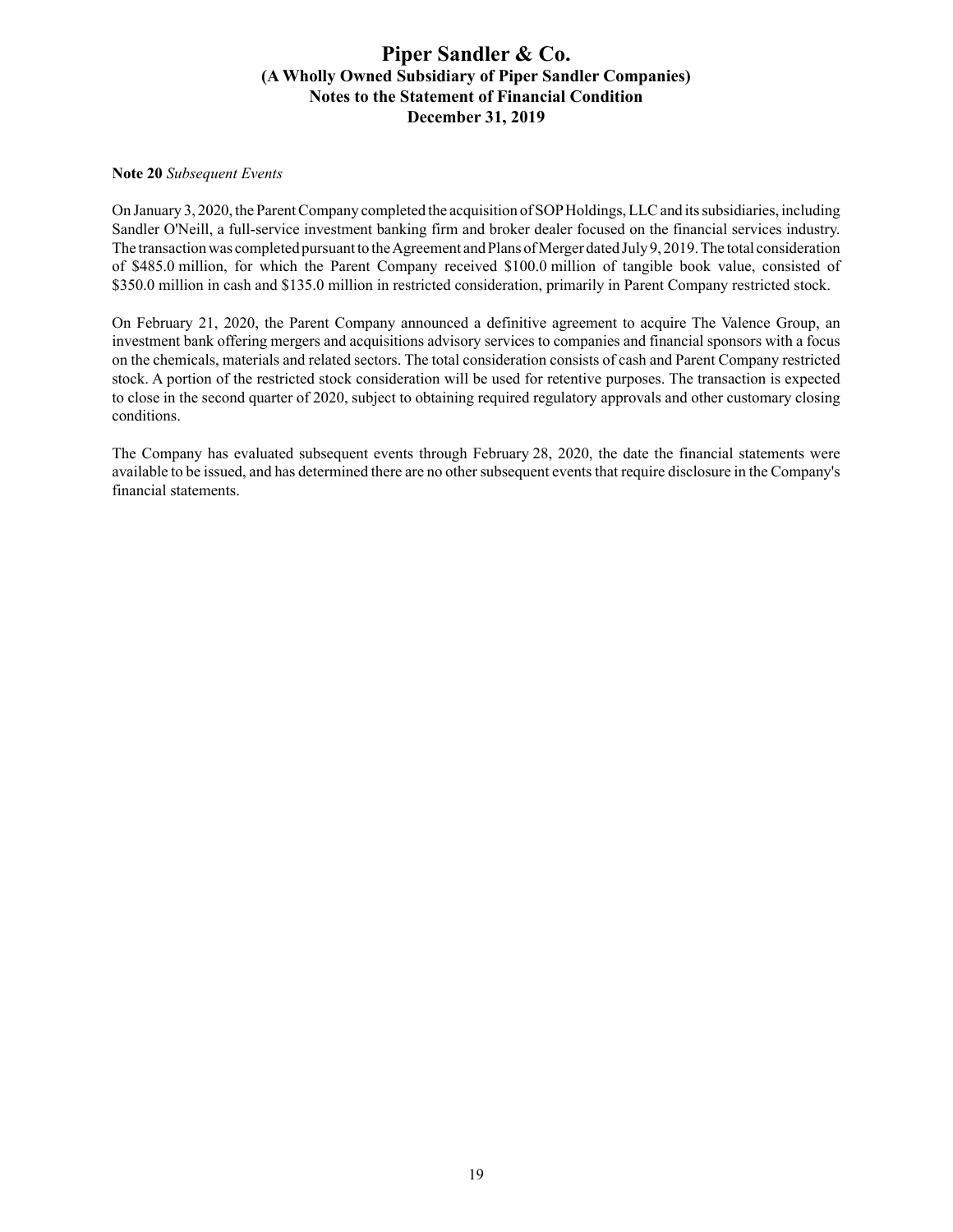**Note 20** *Subsequent Events*

On January 3, 2020, the Parent Company completed the acquisition of SOP Holdings, LLC and its subsidiaries, including Sandler O'Neill, a full-service investment banking firm and broker dealer focused on the financial services industry. The transaction was completed pursuant to the Agreement and Plans of Merger dated July 9, 2019. The total consideration of \$485.0 million, for which the Parent Company received \$100.0 million of tangible book value, consisted of \$350.0 million in cash and \$135.0 million in restricted consideration, primarily in Parent Company restricted stock.

On February 21, 2020, the Parent Company announced a definitive agreement to acquire The Valence Group, an investment bank offering mergers and acquisitions advisory services to companies and financial sponsors with a focus on the chemicals, materials and related sectors. The total consideration consists of cash and Parent Company restricted stock. A portion of the restricted stock consideration will be used for retentive purposes. The transaction is expected to close in the second quarter of 2020, subject to obtaining required regulatory approvals and other customary closing conditions.

The Company has evaluated subsequent events through February 28, 2020, the date the financial statements were available to be issued, and has determined there are no other subsequent events that require disclosure in the Company's financial statements.